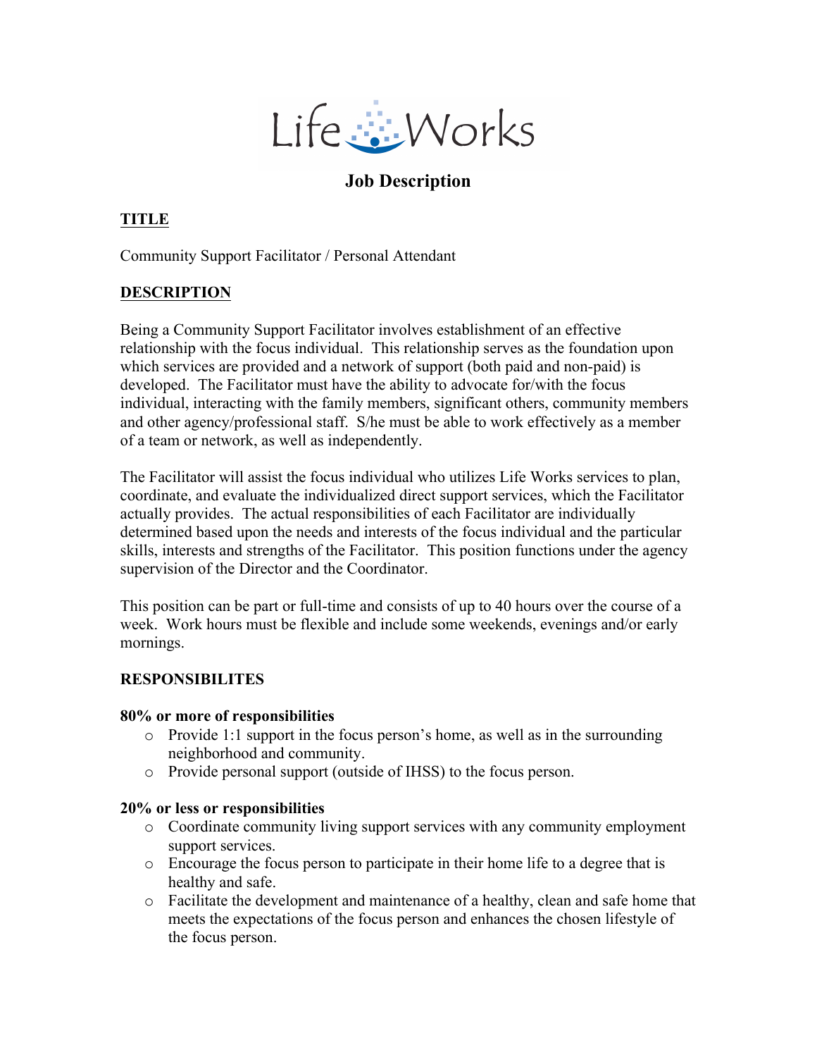Life Works

# Job Description

## TITLE

Community Support Facilitator / Personal Attendant

## DESCRIPTION

Being a Community Support Facilitator involves establishment of an effective relationship with the focus individual. This relationship serves as the foundation upon which services are provided and a network of support (both paid and non-paid) is developed. The Facilitator must have the ability to advocate for/with the focus individual, interacting with the family members, significant others, community members and other agency/professional staff. S/he must be able to work effectively as a member of a team or network, as well as independently.

The Facilitator will assist the focus individual who utilizes Life Works services to plan, coordinate, and evaluate the individualized direct support services, which the Facilitator actually provides. The actual responsibilities of each Facilitator are individually determined based upon the needs and interests of the focus individual and the particular skills, interests and strengths of the Facilitator. This position functions under the agency supervision of the Director and the Coordinator.

This position can be part or full-time and consists of up to 40 hours over the course of a week. Work hours must be flexible and include some weekends, evenings and/or early mornings.

## RESPONSIBILITES

### 80% or more of responsibilities

- Provide 1:1 support in the focus person's home, as well as in the surrounding neighborhood and community.
- Provide personal support (outside of IHSS) to the focus person.

### 20% or less or responsibilities

- Coordinate community living support services with any community employment support services.
- Encourage the focus person to participate in their home life to a degree that is healthy and safe.
- Facilitate the development and maintenance of a healthy, clean and safe home that meets the expectations of the focus person and enhances the chosen lifestyle of the focus person.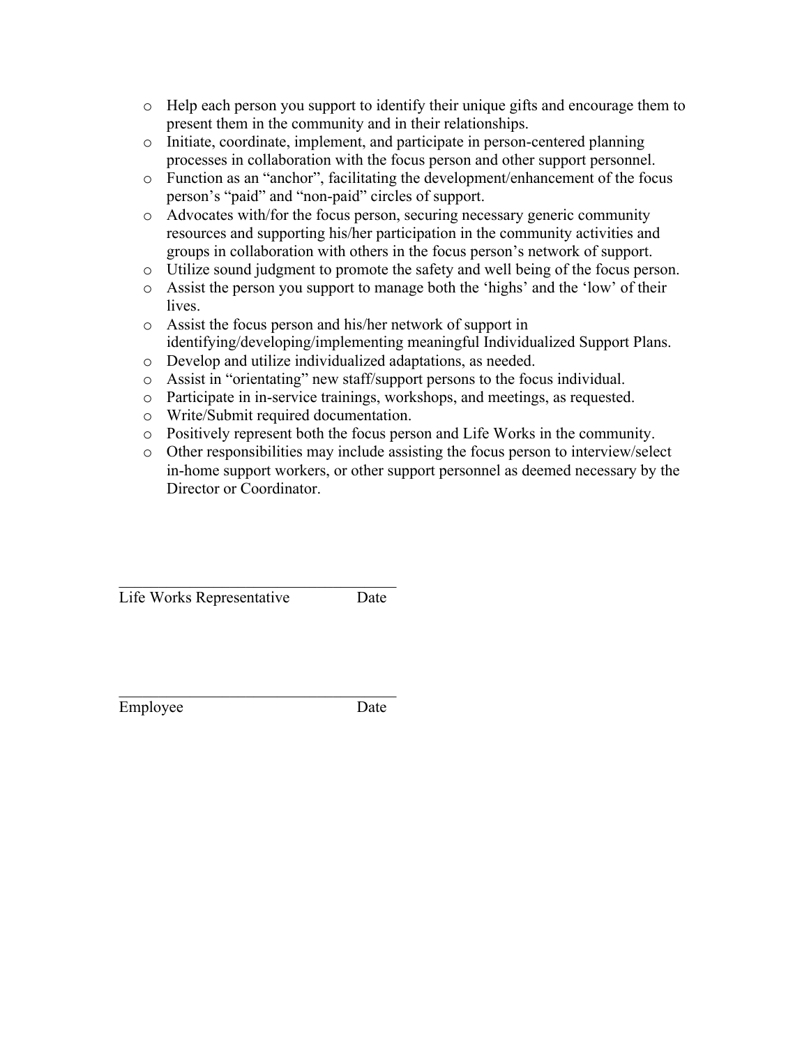- Help each person you support to identify their unique gifts and encourage them to present them in the community and in their relationships.
- Initiate, coordinate, implement, and participate in person-centered planning processes in collaboration with the focus person and other support personnel.
- Function as an "anchor", facilitating the development/enhancement of the focus person's "paid" and "non-paid" circles of support.
- Advocates with/for the focus person, securing necessary generic community resources and supporting his/her participation in the community activities and groups in collaboration with others in the focus person's network of support.
- Utilize sound judgment to promote the safety and well being of the focus person.
- Assist the person you support to manage both the 'highs' and the 'low' of their lives.
- Assist the focus person and his/her network of support in identifying/developing/implementing meaningful Individualized Support Plans.
- Develop and utilize individualized adaptations, as needed.
- Assist in "orientating" new staff/support persons to the focus individual.
- Participate in in-service trainings, workshops, and meetings, as requested.
- Write/Submit required documentation.
- Positively represent both the focus person and Life Works in the community.
- Other responsibilities may include assisting the focus person to interview/select in-home support workers, or other support personnel as deemed necessary by the Director or Coordinator.

\_\_\_\_\_\_\_\_\_\_\_\_\_\_\_\_\_\_\_\_\_\_\_\_\_\_\_\_\_\_\_\_\_\_\_\_

Life Works Representative Date

\_\_\_\_\_\_\_\_\_\_\_\_\_\_\_\_\_\_\_\_\_\_\_\_\_\_\_\_\_\_\_\_\_\_\_\_

Employee Date